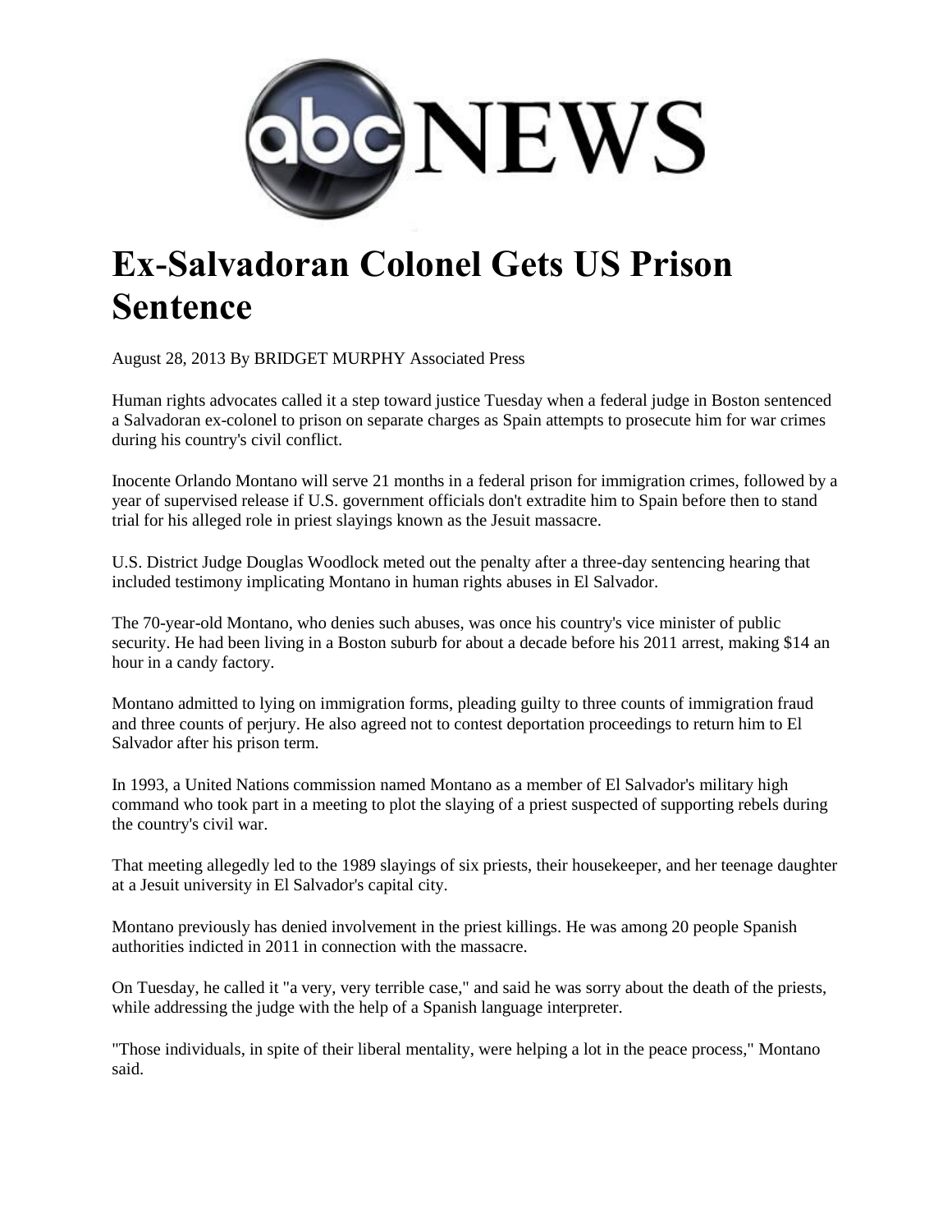abcNEWS

# Ex-Salvadoran Colonel Gets US Prison Sentence

August 28, 2013 By BRIDGET MURPHY Associated Press

Human rights advocates called it a step toward justice Tuesday when a federal judge in Boston sentenced a Salvadoran ex-colonel to prison on separate charges as Spain attempts to prosecute him for war crimes during his country's civil conflict.

Inocente Orlando Montano will serve 21 months in a federal prison for immigration crimes, followed by a year of supervised release if U.S. government officials don't extradite him to Spain before then to stand trial for his alleged role in priest slayings known as the Jesuit massacre.

U.S. District Judge Douglas Woodlock meted out the penalty after a three-day sentencing hearing that included testimony implicating Montano in human rights abuses in El Salvador.

The 70-year-old Montano, who denies such abuses, was once his country's vice minister of public security. He had been living in a Boston suburb for about a decade before his 2011 arrest, making $14 an hour in a candy factory.

Montano admitted to lying on immigration forms, pleading guilty to three counts of immigration fraud and three counts of perjury. He also agreed not to contest deportation proceedings to return him to El Salvador after his prison term.

In 1993, a United Nations commission named Montano as a member of El Salvador's military high command who took part in a meeting to plot the slaying of a priest suspected of supporting rebels during the country's civil war.

That meeting allegedly led to the 1989 slayings of six priests, their housekeeper, and her teenage daughter at a Jesuit university in El Salvador's capital city.

Montano previously has denied involvement in the priest killings. He was among 20 people Spanish authorities indicted in 2011 in connection with the massacre.

On Tuesday, he called it "a very, very terrible case," and said he was sorry about the death of the priests, while addressing the judge with the help of a Spanish language interpreter.

"Those individuals, in spite of their liberal mentality, were helping a lot in the peace process," Montano said.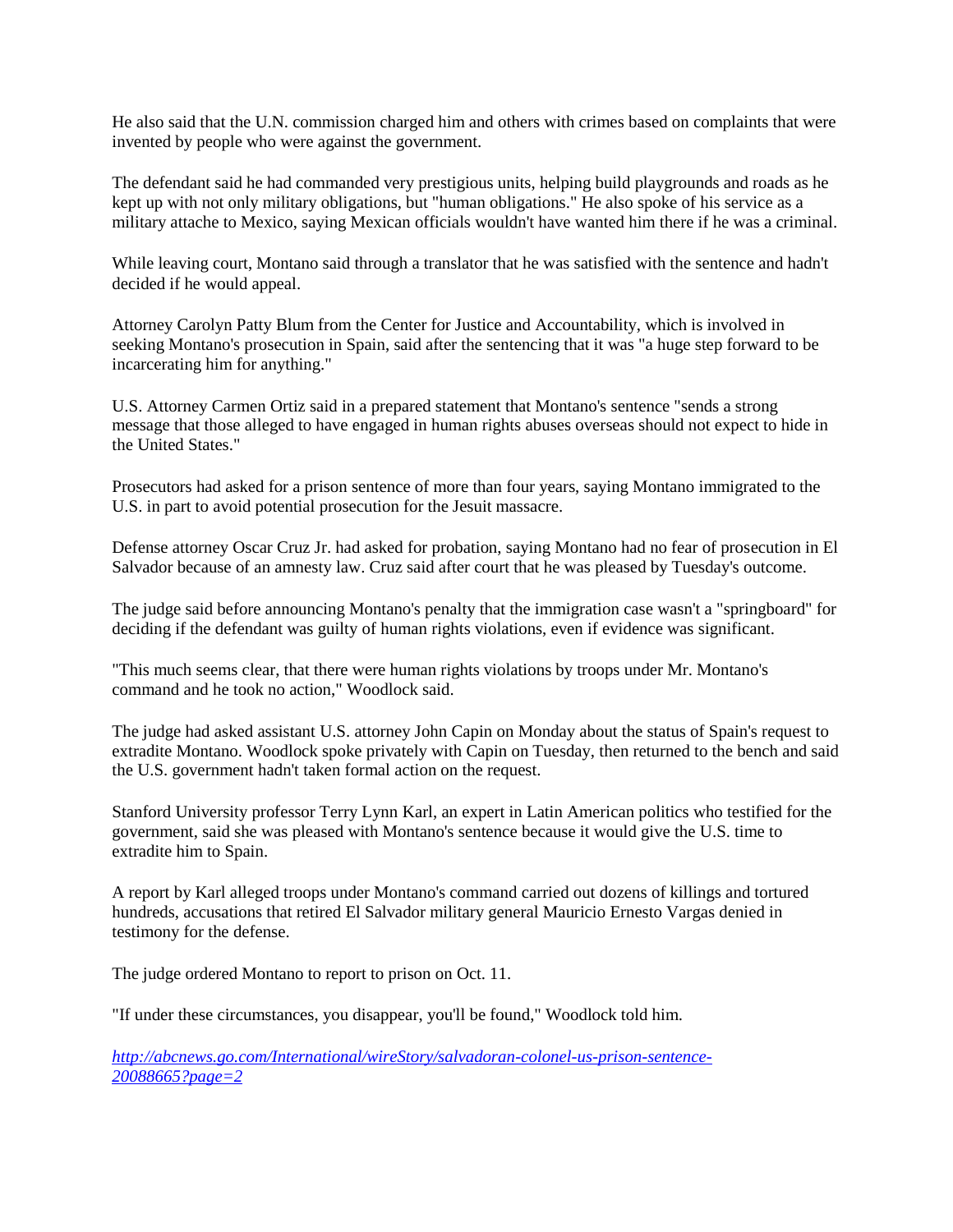He also said that the U.N. commission charged him and others with crimes based on complaints that were invented by people who were against the government.

The defendant said he had commanded very prestigious units, helping build playgrounds and roads as he kept up with not only military obligations, but "human obligations." He also spoke of his service as a military attache to Mexico, saying Mexican officials wouldn't have wanted him there if he was a criminal.

While leaving court, Montano said through a translator that he was satisfied with the sentence and hadn't decided if he would appeal.

Attorney Carolyn Patty Blum from the Center for Justice and Accountability, which is involved in seeking Montano's prosecution in Spain, said after the sentencing that it was "a huge step forward to be incarcerating him for anything."

U.S. Attorney Carmen Ortiz said in a prepared statement that Montano's sentence "sends a strong message that those alleged to have engaged in human rights abuses overseas should not expect to hide in the United States."

Prosecutors had asked for a prison sentence of more than four years, saying Montano immigrated to the U.S. in part to avoid potential prosecution for the Jesuit massacre.

Defense attorney Oscar Cruz Jr. had asked for probation, saying Montano had no fear of prosecution in El Salvador because of an amnesty law. Cruz said after court that he was pleased by Tuesday's outcome.

The judge said before announcing Montano's penalty that the immigration case wasn't a "springboard" for deciding if the defendant was guilty of human rights violations, even if evidence was significant.

"This much seems clear, that there were human rights violations by troops under Mr. Montano's command and he took no action," Woodlock said.

The judge had asked assistant U.S. attorney John Capin on Monday about the status of Spain's request to extradite Montano. Woodlock spoke privately with Capin on Tuesday, then returned to the bench and said the U.S. government hadn't taken formal action on the request.

Stanford University professor Terry Lynn Karl, an expert in Latin American politics who testified for the government, said she was pleased with Montano's sentence because it would give the U.S. time to extradite him to Spain.

A report by Karl alleged troops under Montano's command carried out dozens of killings and tortured hundreds, accusations that retired El Salvador military general Mauricio Ernesto Vargas denied in testimony for the defense.

The judge ordered Montano to report to prison on Oct. 11.

"If under these circumstances, you disappear, you'll be found," Woodlock told him.

*http://abcnews.go.com/International/wireStory/salvadoran-colonel-us-prison-sentence-20088665?page=2*